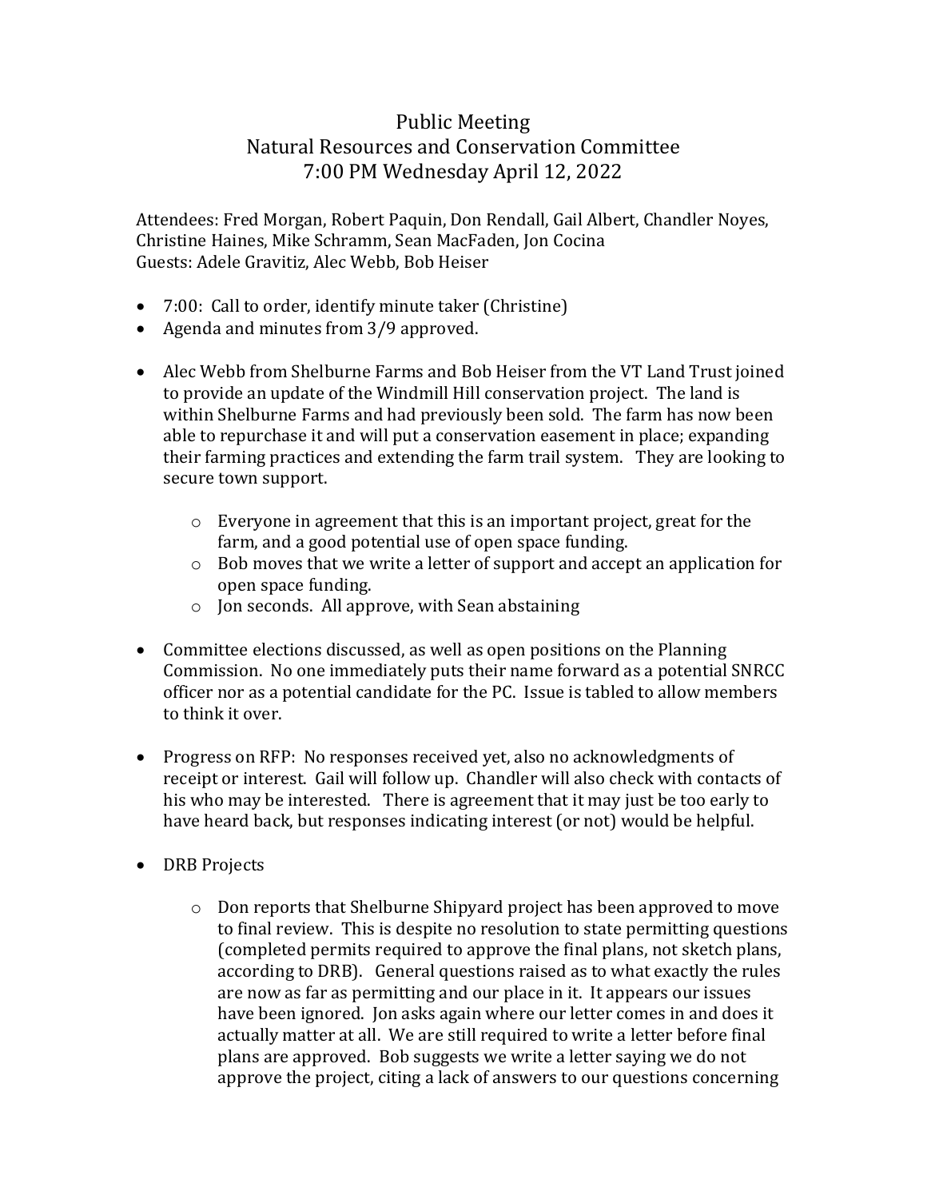# Public Meeting
## Natural Resources and Conservation Committee
### 7:00 PM Wednesday April 12, 2022

Attendees: Fred Morgan, Robert Paquin, Don Rendall, Gail Albert, Chandler Noyes, Christine Haines, Mike Schramm, Sean MacFaden, Jon Cocina
Guests: Adele Gravitiz, Alec Webb, Bob Heiser

- 7:00: Call to order, identify minute taker (Christine)
- Agenda and minutes from 3/9 approved.

- Alec Webb from Shelburne Farms and Bob Heiser from the VT Land Trust joined to provide an update of the Windmill Hill conservation project. The land is within Shelburne Farms and had previously been sold. The farm has now been able to repurchase it and will put a conservation easement in place; expanding their farming practices and extending the farm trail system. They are looking to secure town support.

    - Everyone in agreement that this is an important project, great for the farm, and a good potential use of open space funding.
    - Bob moves that we write a letter of support and accept an application for open space funding.
    - Jon seconds. All approve, with Sean abstaining

- Committee elections discussed, as well as open positions on the Planning Commission. No one immediately puts their name forward as a potential SNRCC officer nor as a potential candidate for the PC. Issue is tabled to allow members to think it over.

- Progress on RFP: No responses received yet, also no acknowledgments of receipt or interest. Gail will follow up. Chandler will also check with contacts of his who may be interested. There is agreement that it may just be too early to have heard back, but responses indicating interest (or not) would be helpful.

- DRB Projects

    - Don reports that Shelburne Shipyard project has been approved to move to final review. This is despite no resolution to state permitting questions (completed permits required to approve the final plans, not sketch plans, according to DRB). General questions raised as to what exactly the rules are now as far as permitting and our place in it. It appears our issues have been ignored. Jon asks again where our letter comes in and does it actually matter at all. We are still required to write a letter before final plans are approved. Bob suggests we write a letter saying we do not approve the project, citing a lack of answers to our questions concerning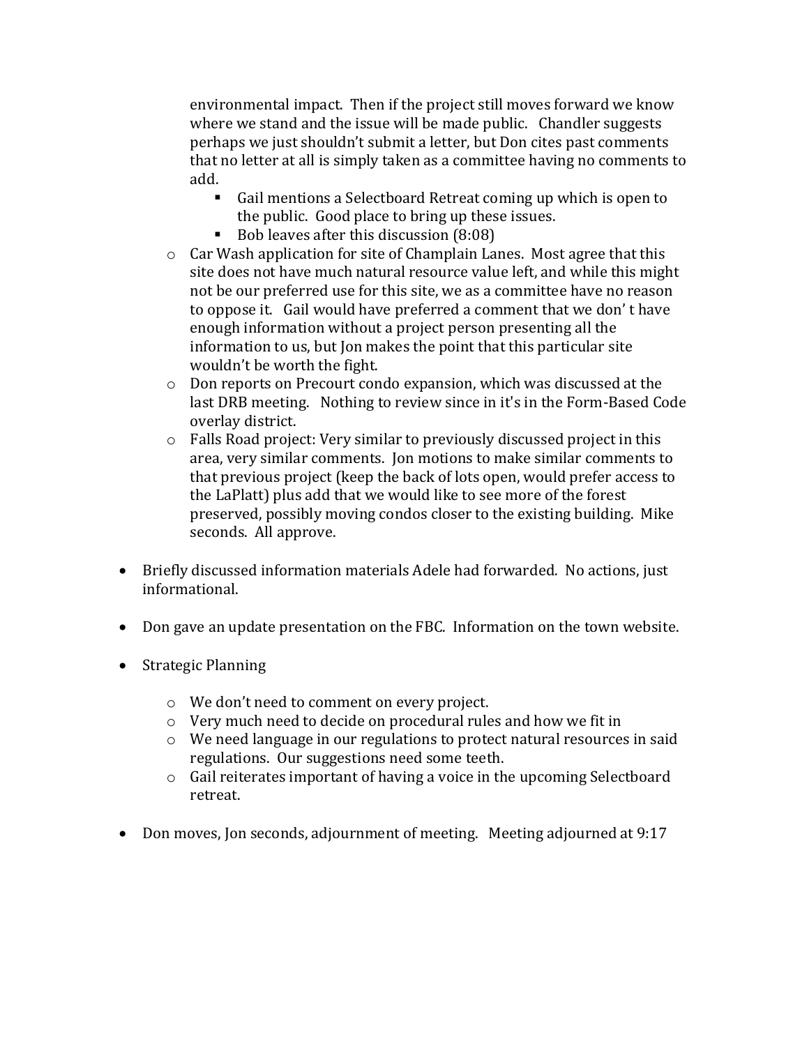environmental impact. Then if the project still moves forward we know where we stand and the issue will be made public. Chandler suggests perhaps we just shouldn't submit a letter, but Don cites past comments that no letter at all is simply taken as a committee having no comments to add.

    - Gail mentions a Selectboard Retreat coming up which is open to the public. Good place to bring up these issues.
    - Bob leaves after this discussion (8:08)

  - Car Wash application for site of Champlain Lanes. Most agree that this site does not have much natural resource value left, and while this might not be our preferred use for this site, we as a committee have no reason to oppose it. Gail would have preferred a comment that we don' t have enough information without a project person presenting all the information to us, but Jon makes the point that this particular site wouldn't be worth the fight.
  - Don reports on Precourt condo expansion, which was discussed at the last DRB meeting. Nothing to review since in it's in the Form-Based Code overlay district.
  - Falls Road project: Very similar to previously discussed project in this area, very similar comments. Jon motions to make similar comments to that previous project (keep the back of lots open, would prefer access to the LaPlatt) plus add that we would like to see more of the forest preserved, possibly moving condos closer to the existing building. Mike seconds. All approve.

- Briefly discussed information materials Adele had forwarded. No actions, just informational.

- Don gave an update presentation on the FBC. Information on the town website.

- Strategic Planning

  - We don't need to comment on every project.
  - Very much need to decide on procedural rules and how we fit in
  - We need language in our regulations to protect natural resources in said regulations. Our suggestions need some teeth.
  - Gail reiterates important of having a voice in the upcoming Selectboard retreat.

- Don moves, Jon seconds, adjournment of meeting. Meeting adjourned at 9:17